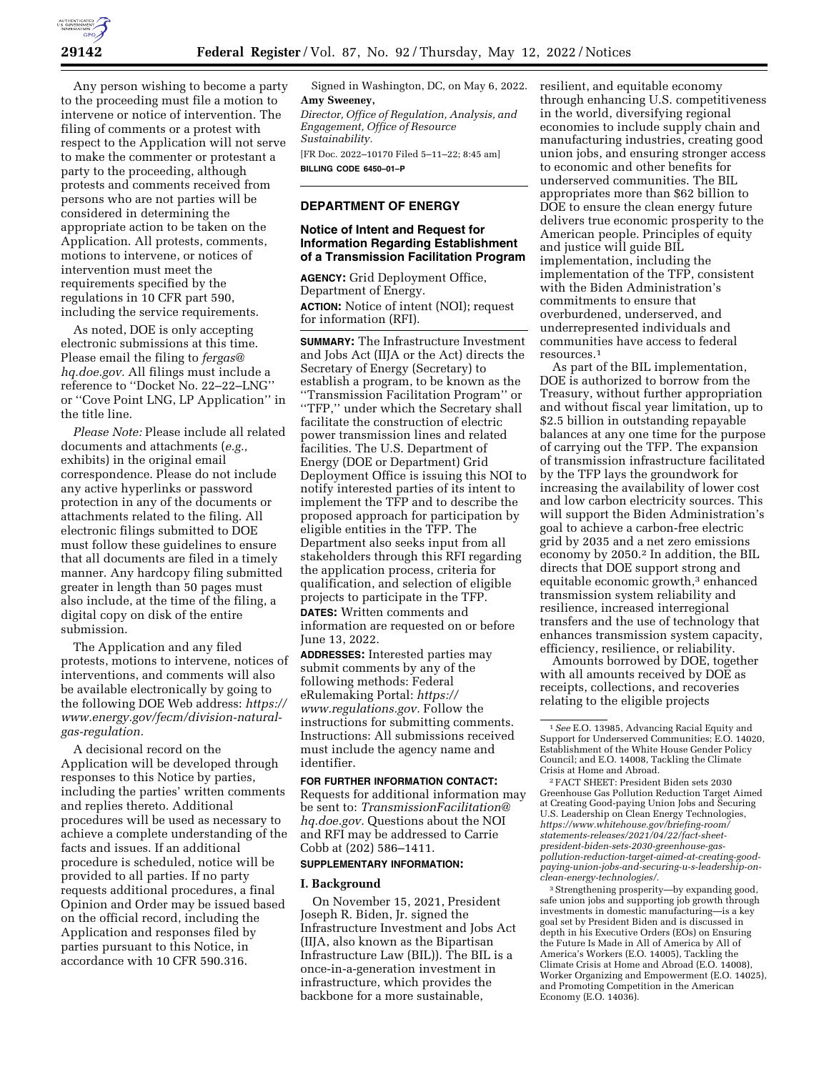Any person wishing to become a party to the proceeding must file a motion to intervene or notice of intervention. The filing of comments or a protest with respect to the Application will not serve to make the commenter or protestant a party to the proceeding, although protests and comments received from persons who are not parties will be considered in determining the appropriate action to be taken on the Application. All protests, comments, motions to intervene, or notices of intervention must meet the requirements specified by the regulations in 10 CFR part 590, including the service requirements.

As noted, DOE is only accepting electronic submissions at this time. Please email the filing to *fergas@hq.doe.gov.* All filings must include a reference to ''Docket No. 22–22–LNG'' or ''Cove Point LNG, LP Application'' in the title line.

*Please Note:* Please include all related documents and attachments (*e.g.,* exhibits) in the original email correspondence. Please do not include any active hyperlinks or password protection in any of the documents or attachments related to the filing. All electronic filings submitted to DOE must follow these guidelines to ensure that all documents are filed in a timely manner. Any hardcopy filing submitted greater in length than 50 pages must also include, at the time of the filing, a digital copy on disk of the entire submission.

The Application and any filed protests, motions to intervene, notices of interventions, and comments will also be available electronically by going to the following DOE Web address: *https://www.energy.gov/fecm/division-natural-gas-regulation.*

A decisional record on the Application will be developed through responses to this Notice by parties, including the parties' written comments and replies thereto. Additional procedures will be used as necessary to achieve a complete understanding of the facts and issues. If an additional procedure is scheduled, notice will be provided to all parties. If no party requests additional procedures, a final Opinion and Order may be issued based on the official record, including the Application and responses filed by parties pursuant to this Notice, in accordance with 10 CFR 590.316.

Signed in Washington, DC, on May 6, 2022.

**Amy Sweeney,**

*Director, Office of Regulation, Analysis, and Engagement, Office of Resource Sustainability.*

[FR Doc. 2022–10170 Filed 5–11–22; 8:45 am]

**BILLING CODE 6450–01–P**

## DEPARTMENT OF ENERGY

### Notice of Intent and Request for Information Regarding Establishment of a Transmission Facilitation Program

**AGENCY:** Grid Deployment Office, Department of Energy.

**ACTION:** Notice of intent (NOI); request for information (RFI).

**SUMMARY:** The Infrastructure Investment and Jobs Act (IIJA or the Act) directs the Secretary of Energy (Secretary) to establish a program, to be known as the ''Transmission Facilitation Program'' or ''TFP,'' under which the Secretary shall facilitate the construction of electric power transmission lines and related facilities. The U.S. Department of Energy (DOE or Department) Grid Deployment Office is issuing this NOI to notify interested parties of its intent to implement the TFP and to describe the proposed approach for participation by eligible entities in the TFP. The Department also seeks input from all stakeholders through this RFI regarding the application process, criteria for qualification, and selection of eligible projects to participate in the TFP.

**DATES:** Written comments and information are requested on or before June 13, 2022.

**ADDRESSES:** Interested parties may submit comments by any of the following methods: Federal eRulemaking Portal: *https://www.regulations.gov.* Follow the instructions for submitting comments. Instructions: All submissions received must include the agency name and identifier.

**FOR FURTHER INFORMATION CONTACT:** Requests for additional information may be sent to: *TransmissionFacilitation@hq.doe.gov.* Questions about the NOI and RFI may be addressed to Carrie Cobb at (202) 586–1411.

**SUPPLEMENTARY INFORMATION:**

### I. Background

On November 15, 2021, President Joseph R. Biden, Jr. signed the Infrastructure Investment and Jobs Act (IIJA, also known as the Bipartisan Infrastructure Law (BIL)). The BIL is a once-in-a-generation investment in infrastructure, which provides the backbone for a more sustainable, resilient, and equitable economy through enhancing U.S. competitiveness in the world, diversifying regional economies to include supply chain and manufacturing industries, creating good union jobs, and ensuring stronger access to economic and other benefits for underserved communities. The BIL appropriates more than $62 billion to DOE to ensure the clean energy future delivers true economic prosperity to the American people. Principles of equity and justice will guide BIL implementation, including the implementation of the TFP, consistent with the Biden Administration's commitments to ensure that overburdened, underserved, and underrepresented individuals and communities have access to federal resources.[1]

As part of the BIL implementation, DOE is authorized to borrow from the Treasury, without further appropriation and without fiscal year limitation, up to $2.5 billion in outstanding repayable balances at any one time for the purpose of carrying out the TFP. The expansion of transmission infrastructure facilitated by the TFP lays the groundwork for increasing the availability of lower cost and low carbon electricity sources. This will support the Biden Administration's goal to achieve a carbon-free electric grid by 2035 and a net zero emissions economy by 2050.[2] In addition, the BIL directs that DOE support strong and equitable economic growth,[3] enhanced transmission system reliability and resilience, increased interregional transfers and the use of technology that enhances transmission system capacity, efficiency, resilience, or reliability.

Amounts borrowed by DOE, together with all amounts received by DOE as receipts, collections, and recoveries relating to the eligible projects

---

[1] *See* E.O. 13985, Advancing Racial Equity and Support for Underserved Communities; E.O. 14020, Establishment of the White House Gender Policy Council; and E.O. 14008, Tackling the Climate Crisis at Home and Abroad.

[2] FACT SHEET: President Biden sets 2030 Greenhouse Gas Pollution Reduction Target Aimed at Creating Good-paying Union Jobs and Securing U.S. Leadership on Clean Energy Technologies, *https://www.whitehouse.gov/briefing-room/statements-releases/2021/04/22/fact-sheet-president-biden-sets-2030-greenhouse-gas-pollution-reduction-target-aimed-at-creating-good-paying-union-jobs-and-securing-u-s-leadership-on-clean-energy-technologies/.*

[3] Strengthening prosperity—by expanding good, safe union jobs and supporting job growth through investments in domestic manufacturing—is a key goal set by President Biden and is discussed in depth in his Executive Orders (EOs) on Ensuring the Future Is Made in All of America by All of America's Workers (E.O. 14005), Tackling the Climate Crisis at Home and Abroad (E.O. 14008), Worker Organizing and Empowerment (E.O. 14025), and Promoting Competition in the American Economy (E.O. 14036).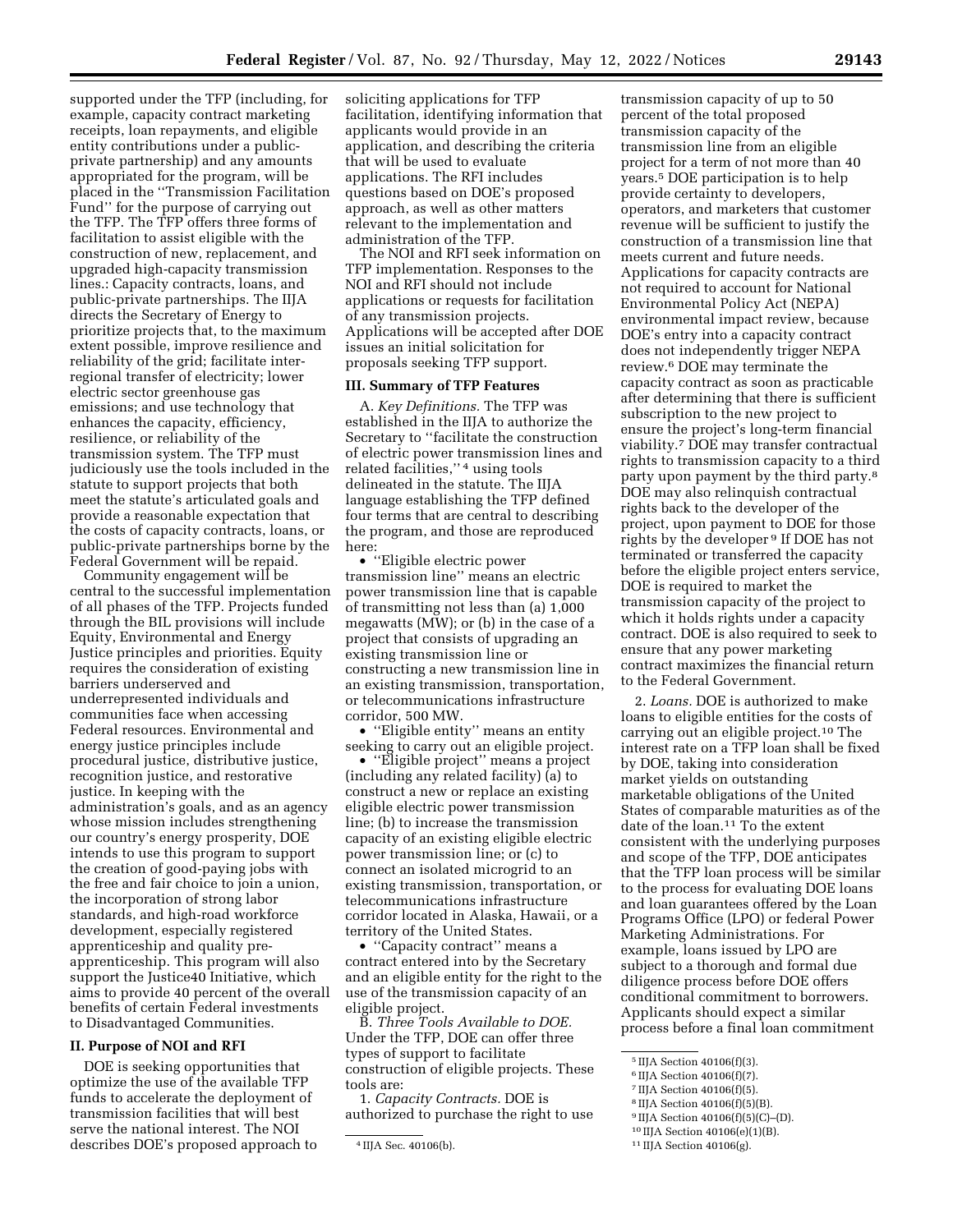supported under the TFP (including, for example, capacity contract marketing receipts, loan repayments, and eligible entity contributions under a public-private partnership) and any amounts appropriated for the program, will be placed in the ''Transmission Facilitation Fund'' for the purpose of carrying out the TFP. The TFP offers three forms of facilitation to assist eligible with the construction of new, replacement, and upgraded high-capacity transmission lines.: Capacity contracts, loans, and public-private partnerships. The IIJA directs the Secretary of Energy to prioritize projects that, to the maximum extent possible, improve resilience and reliability of the grid; facilitate inter-regional transfer of electricity; lower electric sector greenhouse gas emissions; and use technology that enhances the capacity, efficiency, resilience, or reliability of the transmission system. The TFP must judiciously use the tools included in the statute to support projects that both meet the statute's articulated goals and provide a reasonable expectation that the costs of capacity contracts, loans, or public-private partnerships borne by the Federal Government will be repaid.

Community engagement will be central to the successful implementation of all phases of the TFP. Projects funded through the BIL provisions will include Equity, Environmental and Energy Justice principles and priorities. Equity requires the consideration of existing barriers underserved and underrepresented individuals and communities face when accessing Federal resources. Environmental and energy justice principles include procedural justice, distributive justice, recognition justice, and restorative justice. In keeping with the administration's goals, and as an agency whose mission includes strengthening our country's energy prosperity, DOE intends to use this program to support the creation of good-paying jobs with the free and fair choice to join a union, the incorporation of strong labor standards, and high-road workforce development, especially registered apprenticeship and quality pre-apprenticeship. This program will also support the Justice40 Initiative, which aims to provide 40 percent of the overall benefits of certain Federal investments to Disadvantaged Communities.

## II. Purpose of NOI and RFI

DOE is seeking opportunities that optimize the use of the available TFP funds to accelerate the deployment of transmission facilities that will best serve the national interest. The NOI describes DOE's proposed approach to soliciting applications for TFP facilitation, identifying information that applicants would provide in an application, and describing the criteria that will be used to evaluate applications. The RFI includes questions based on DOE's proposed approach, as well as other matters relevant to the implementation and administration of the TFP.

The NOI and RFI seek information on TFP implementation. Responses to the NOI and RFI should not include applications or requests for facilitation of any transmission projects. Applications will be accepted after DOE issues an initial solicitation for proposals seeking TFP support.

## III. Summary of TFP Features

A. *Key Definitions.* The TFP was established in the IIJA to authorize the Secretary to ''facilitate the construction of electric power transmission lines and related facilities,'' [4] using tools delineated in the statute. The IIJA language establishing the TFP defined four terms that are central to describing the program, and those are reproduced here:

- ''Eligible electric power transmission line'' means an electric power transmission line that is capable of transmitting not less than (a) 1,000 megawatts (MW); or (b) in the case of a project that consists of upgrading an existing transmission line or constructing a new transmission line in an existing transmission, transportation, or telecommunications infrastructure corridor, 500 MW.
- ''Eligible entity'' means an entity seeking to carry out an eligible project.
- ''Eligible project'' means a project (including any related facility) (a) to construct a new or replace an existing eligible electric power transmission line; (b) to increase the transmission capacity of an existing eligible electric power transmission line; or (c) to connect an isolated microgrid to an existing transmission, transportation, or telecommunications infrastructure corridor located in Alaska, Hawaii, or a territory of the United States.
- ''Capacity contract'' means a contract entered into by the Secretary and an eligible entity for the right to the use of the transmission capacity of an eligible project.

B. *Three Tools Available to DOE.* Under the TFP, DOE can offer three types of support to facilitate construction of eligible projects. These tools are:

1. *Capacity Contracts.* DOE is authorized to purchase the right to use transmission capacity of up to 50 percent of the total proposed transmission capacity of the transmission line from an eligible project for a term of not more than 40 years.[5] DOE participation is to help provide certainty to developers, operators, and marketers that customer revenue will be sufficient to justify the construction of a transmission line that meets current and future needs. Applications for capacity contracts are not required to account for National Environmental Policy Act (NEPA) environmental impact review, because DOE's entry into a capacity contract does not independently trigger NEPA review.[6] DOE may terminate the capacity contract as soon as practicable after determining that there is sufficient subscription to the new project to ensure the project's long-term financial viability.[7] DOE may transfer contractual rights to transmission capacity to a third party upon payment by the third party.[8] DOE may also relinquish contractual rights back to the developer of the project, upon payment to DOE for those rights by the developer [9] If DOE has not terminated or transferred the capacity before the eligible project enters service, DOE is required to market the transmission capacity of the project to which it holds rights under a capacity contract. DOE is also required to seek to ensure that any power marketing contract maximizes the financial return to the Federal Government.

2. *Loans.* DOE is authorized to make loans to eligible entities for the costs of carrying out an eligible project.[10] The interest rate on a TFP loan shall be fixed by DOE, taking into consideration market yields on outstanding marketable obligations of the United States of comparable maturities as of the date of the loan.[11] To the extent consistent with the underlying purposes and scope of the TFP, DOE anticipates that the TFP loan process will be similar to the process for evaluating DOE loans and loan guarantees offered by the Loan Programs Office (LPO) or federal Power Marketing Administrations. For example, loans issued by LPO are subject to a thorough and formal due diligence process before DOE offers conditional commitment to borrowers. Applicants should expect a similar process before a final loan commitment

[4] IIJA Sec. 40106(b).

[5] IIJA Section 40106(f)(3).

[6] IIJA Section 40106(f)(7).

[7] IIJA Section 40106(f)(5).

[8] IIJA Section 40106(f)(5)(B).

[9] IIJA Section 40106(f)(5)(C)–(D).

[10] IIJA Section 40106(e)(1)(B).

[11] IIJA Section 40106(g).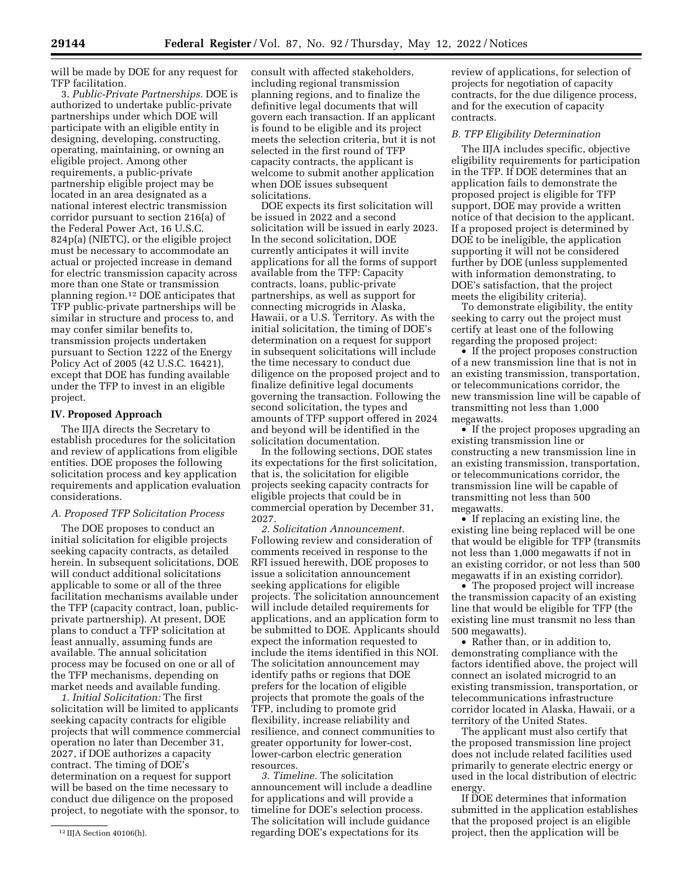will be made by DOE for any request for TFP facilitation.

3. *Public-Private Partnerships.* DOE is authorized to undertake public-private partnerships under which DOE will participate with an eligible entity in designing, developing, constructing, operating, maintaining, or owning an eligible project. Among other requirements, a public-private partnership eligible project may be located in an area designated as a national interest electric transmission corridor pursuant to section 216(a) of the Federal Power Act, 16 U.S.C. 824p(a) (NIETC), or the eligible project must be necessary to accommodate an actual or projected increase in demand for electric transmission capacity across more than one State or transmission planning region.[12] DOE anticipates that TFP public-private partnerships will be similar in structure and process to, and may confer similar benefits to, transmission projects undertaken pursuant to Section 1222 of the Energy Policy Act of 2005 (42 U.S.C. 16421), except that DOE has funding available under the TFP to invest in an eligible project.

## IV. Proposed Approach

The IIJA directs the Secretary to establish procedures for the solicitation and review of applications from eligible entities. DOE proposes the following solicitation process and key application requirements and application evaluation considerations.

### A. Proposed TFP Solicitation Process

The DOE proposes to conduct an initial solicitation for eligible projects seeking capacity contracts, as detailed herein. In subsequent solicitations, DOE will conduct additional solicitations applicable to some or all of the three facilitation mechanisms available under the TFP (capacity contract, loan, public-private partnership). At present, DOE plans to conduct a TFP solicitation at least annually, assuming funds are available. The annual solicitation process may be focused on one or all of the TFP mechanisms, depending on market needs and available funding.

*1. Initial Solicitation:* The first solicitation will be limited to applicants seeking capacity contracts for eligible projects that will commence commercial operation no later than December 31, 2027, if DOE authorizes a capacity contract. The timing of DOE's determination on a request for support will be based on the time necessary to conduct due diligence on the proposed project, to negotiate with the sponsor, to consult with affected stakeholders, including regional transmission planning regions, and to finalize the definitive legal documents that will govern each transaction. If an applicant is found to be eligible and its project meets the selection criteria, but it is not selected in the first round of TFP capacity contracts, the applicant is welcome to submit another application when DOE issues subsequent solicitations.

DOE expects its first solicitation will be issued in 2022 and a second solicitation will be issued in early 2023. In the second solicitation, DOE currently anticipates it will invite applications for all the forms of support available from the TFP: Capacity contracts, loans, public-private partnerships, as well as support for connecting microgrids in Alaska, Hawaii, or a U.S. Territory. As with the initial solicitation, the timing of DOE's determination on a request for support in subsequent solicitations will include the time necessary to conduct due diligence on the proposed project and to finalize definitive legal documents governing the transaction. Following the second solicitation, the types and amounts of TFP support offered in 2024 and beyond will be identified in the solicitation documentation.

In the following sections, DOE states its expectations for the first solicitation, that is, the solicitation for eligible projects seeking capacity contracts for eligible projects that could be in commercial operation by December 31, 2027.

*2. Solicitation Announcement.* Following review and consideration of comments received in response to the RFI issued herewith, DOE proposes to issue a solicitation announcement seeking applications for eligible projects. The solicitation announcement will include detailed requirements for applications, and an application form to be submitted to DOE. Applicants should expect the information requested to include the items identified in this NOI. The solicitation announcement may identify paths or regions that DOE prefers for the location of eligible projects that promote the goals of the TFP, including to promote grid flexibility, increase reliability and resilience, and connect communities to greater opportunity for lower-cost, lower-carbon electric generation resources.

*3. Timeline.* The solicitation announcement will include a deadline for applications and will provide a timeline for DOE's selection process. The solicitation will include guidance regarding DOE's expectations for its review of applications, for selection of projects for negotiation of capacity contracts, for the due diligence process, and for the execution of capacity contracts.

### B. TFP Eligibility Determination

The IIJA includes specific, objective eligibility requirements for participation in the TFP. If DOE determines that an application fails to demonstrate the proposed project is eligible for TFP support, DOE may provide a written notice of that decision to the applicant. If a proposed project is determined by DOE to be ineligible, the application supporting it will not be considered further by DOE (unless supplemented with information demonstrating, to DOE's satisfaction, that the project meets the eligibility criteria).

To demonstrate eligibility, the entity seeking to carry out the project must certify at least one of the following regarding the proposed project:

- If the project proposes construction of a new transmission line that is not in an existing transmission, transportation, or telecommunications corridor, the new transmission line will be capable of transmitting not less than 1,000 megawatts.
- If the project proposes upgrading an existing transmission line or constructing a new transmission line in an existing transmission, transportation, or telecommunications corridor, the transmission line will be capable of transmitting not less than 500 megawatts.
- If replacing an existing line, the existing line being replaced will be one that would be eligible for TFP (transmits not less than 1,000 megawatts if not in an existing corridor, or not less than 500 megawatts if in an existing corridor).
- The proposed project will increase the transmission capacity of an existing line that would be eligible for TFP (the existing line must transmit no less than 500 megawatts).
- Rather than, or in addition to, demonstrating compliance with the factors identified above, the project will connect an isolated microgrid to an existing transmission, transportation, or telecommunications infrastructure corridor located in Alaska, Hawaii, or a territory of the United States.

The applicant must also certify that the proposed transmission line project does not include related facilities used primarily to generate electric energy or used in the local distribution of electric energy.

If DOE determines that information submitted in the application establishes that the proposed project is an eligible project, then the application will be

[12] IIJA Section 40106(h).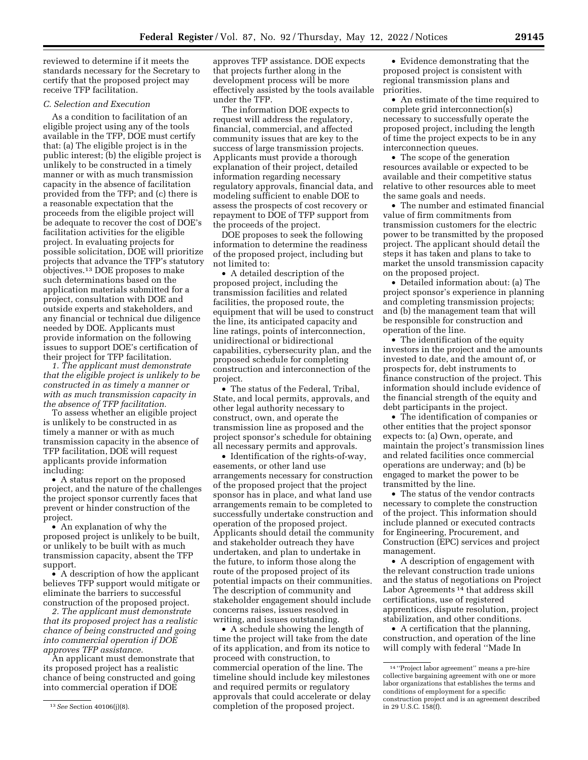reviewed to determine if it meets the standards necessary for the Secretary to certify that the proposed project may receive TFP facilitation.

### C. Selection and Execution

As a condition to facilitation of an eligible project using any of the tools available in the TFP, DOE must certify that: (a) The eligible project is in the public interest; (b) the eligible project is unlikely to be constructed in a timely manner or with as much transmission capacity in the absence of facilitation provided from the TFP; and (c) there is a reasonable expectation that the proceeds from the eligible project will be adequate to recover the cost of DOE's facilitation activities for the eligible project. In evaluating projects for possible solicitation, DOE will prioritize projects that advance the TFP's statutory objectives.[13] DOE proposes to make such determinations based on the application materials submitted for a project, consultation with DOE and outside experts and stakeholders, and any financial or technical due diligence needed by DOE. Applicants must provide information on the following issues to support DOE's certification of their project for TFP facilitation.

*1. The applicant must demonstrate that the eligible project is unlikely to be constructed in as timely a manner or with as much transmission capacity in the absence of TFP facilitation.*

To assess whether an eligible project is unlikely to be constructed in as timely a manner or with as much transmission capacity in the absence of TFP facilitation, DOE will request applicants provide information including:

- A status report on the proposed project, and the nature of the challenges the project sponsor currently faces that prevent or hinder construction of the project.
- An explanation of why the proposed project is unlikely to be built, or unlikely to be built with as much transmission capacity, absent the TFP support.
- A description of how the applicant believes TFP support would mitigate or eliminate the barriers to successful construction of the proposed project.

*2. The applicant must demonstrate that its proposed project has a realistic chance of being constructed and going into commercial operation if DOE approves TFP assistance.*

An applicant must demonstrate that its proposed project has a realistic chance of being constructed and going into commercial operation if DOE approves TFP assistance. DOE expects that projects further along in the development process will be more effectively assisted by the tools available under the TFP.

The information DOE expects to request will address the regulatory, financial, commercial, and affected community issues that are key to the success of large transmission projects. Applicants must provide a thorough explanation of their project, detailed information regarding necessary regulatory approvals, financial data, and modeling sufficient to enable DOE to assess the prospects of cost recovery or repayment to DOE of TFP support from the proceeds of the project.

DOE proposes to seek the following information to determine the readiness of the proposed project, including but not limited to:

- A detailed description of the proposed project, including the transmission facilities and related facilities, the proposed route, the equipment that will be used to construct the line, its anticipated capacity and line ratings, points of interconnection, unidirectional or bidirectional capabilities, cybersecurity plan, and the proposed schedule for completing construction and interconnection of the project.
- The status of the Federal, Tribal, State, and local permits, approvals, and other legal authority necessary to construct, own, and operate the transmission line as proposed and the project sponsor's schedule for obtaining all necessary permits and approvals.
- Identification of the rights-of-way, easements, or other land use arrangements necessary for construction of the proposed project that the project sponsor has in place, and what land use arrangements remain to be completed to successfully undertake construction and operation of the proposed project. Applicants should detail the community and stakeholder outreach they have undertaken, and plan to undertake in the future, to inform those along the route of the proposed project of its potential impacts on their communities. The description of community and stakeholder engagement should include concerns raises, issues resolved in writing, and issues outstanding.
- A schedule showing the length of time the project will take from the date of its application, and from its notice to proceed with construction, to commercial operation of the line. The timeline should include key milestones and required permits or regulatory approvals that could accelerate or delay completion of the proposed project.
- Evidence demonstrating that the proposed project is consistent with regional transmission plans and priorities.
- An estimate of the time required to complete grid interconnection(s) necessary to successfully operate the proposed project, including the length of time the project expects to be in any interconnection queues.
- The scope of the generation resources available or expected to be available and their competitive status relative to other resources able to meet the same goals and needs.
- The number and estimated financial value of firm commitments from transmission customers for the electric power to be transmitted by the proposed project. The applicant should detail the steps it has taken and plans to take to market the unsold transmission capacity on the proposed project.
- Detailed information about: (a) The project sponsor's experience in planning and completing transmission projects; and (b) the management team that will be responsible for construction and operation of the line.
- The identification of the equity investors in the project and the amounts invested to date, and the amount of, or prospects for, debt instruments to finance construction of the project. This information should include evidence of the financial strength of the equity and debt participants in the project.
- The identification of companies or other entities that the project sponsor expects to: (a) Own, operate, and maintain the project's transmission lines and related facilities once commercial operations are underway; and (b) be engaged to market the power to be transmitted by the line.
- The status of the vendor contracts necessary to complete the construction of the project. This information should include planned or executed contracts for Engineering, Procurement, and Construction (EPC) services and project management.
- A description of engagement with the relevant construction trade unions and the status of negotiations on Project Labor Agreements[14] that address skill certifications, use of registered apprentices, dispute resolution, project stabilization, and other conditions.
- A certification that the planning, construction, and operation of the line will comply with federal ''Made In

---

[13] *See* Section 40106(j)(8).

[14] ''Project labor agreement'' means a pre-hire collective bargaining agreement with one or more labor organizations that establishes the terms and conditions of employment for a specific construction project and is an agreement described in 29 U.S.C. 158(f).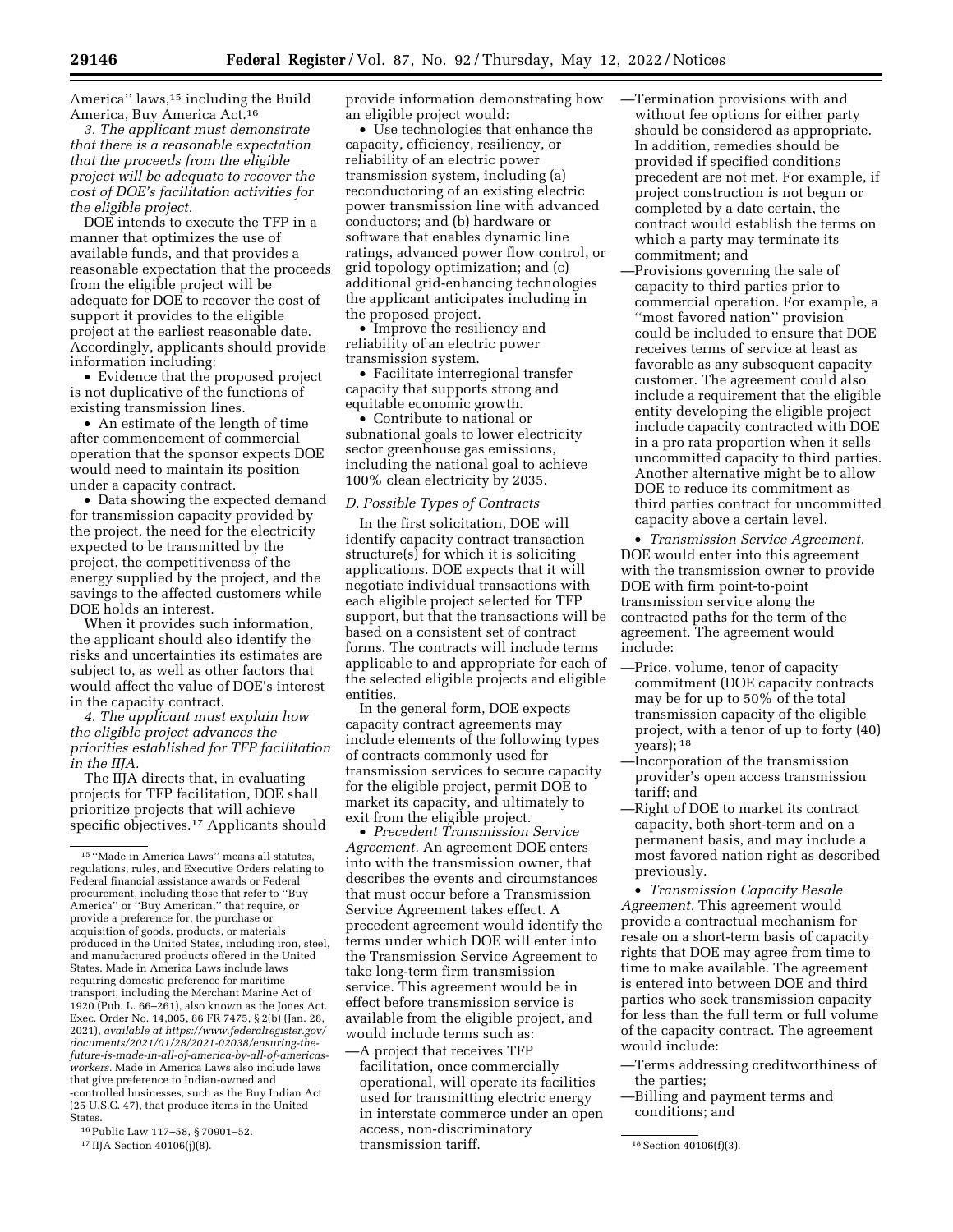America'' laws,[15] including the Build America, Buy America Act.[16]

*3. The applicant must demonstrate that there is a reasonable expectation that the proceeds from the eligible project will be adequate to recover the cost of DOE's facilitation activities for the eligible project.*

DOE intends to execute the TFP in a manner that optimizes the use of available funds, and that provides a reasonable expectation that the proceeds from the eligible project will be adequate for DOE to recover the cost of support it provides to the eligible project at the earliest reasonable date. Accordingly, applicants should provide information including:

- Evidence that the proposed project is not duplicative of the functions of existing transmission lines.
- An estimate of the length of time after commencement of commercial operation that the sponsor expects DOE would need to maintain its position under a capacity contract.
- Data showing the expected demand for transmission capacity provided by the project, the need for the electricity expected to be transmitted by the project, the competitiveness of the energy supplied by the project, and the savings to the affected customers while DOE holds an interest.

When it provides such information, the applicant should also identify the risks and uncertainties its estimates are subject to, as well as other factors that would affect the value of DOE's interest in the capacity contract.

*4. The applicant must explain how the eligible project advances the priorities established for TFP facilitation in the IIJA.*

The IIJA directs that, in evaluating projects for TFP facilitation, DOE shall prioritize projects that will achieve specific objectives.[17] Applicants should provide information demonstrating how an eligible project would:

- Use technologies that enhance the capacity, efficiency, resiliency, or reliability of an electric power transmission system, including (a) reconductoring of an existing electric power transmission line with advanced conductors; and (b) hardware or software that enables dynamic line ratings, advanced power flow control, or grid topology optimization; and (c) additional grid-enhancing technologies the applicant anticipates including in the proposed project.
- Improve the resiliency and reliability of an electric power transmission system.
- Facilitate interregional transfer capacity that supports strong and equitable economic growth.
- Contribute to national or subnational goals to lower electricity sector greenhouse gas emissions, including the national goal to achieve 100% clean electricity by 2035.

### *D. Possible Types of Contracts*

In the first solicitation, DOE will identify capacity contract transaction structure(s) for which it is soliciting applications. DOE expects that it will negotiate individual transactions with each eligible project selected for TFP support, but that the transactions will be based on a consistent set of contract forms. The contracts will include terms applicable to and appropriate for each of the selected eligible projects and eligible entities.

In the general form, DOE expects capacity contract agreements may include elements of the following types of contracts commonly used for transmission services to secure capacity for the eligible project, permit DOE to market its capacity, and ultimately to exit from the eligible project.

- *Precedent Transmission Service Agreement.* An agreement DOE enters into with the transmission owner, that describes the events and circumstances that must occur before a Transmission Service Agreement takes effect. A precedent agreement would identify the terms under which DOE will enter into the Transmission Service Agreement to take long-term firm transmission service. This agreement would be in effect before transmission service is available from the eligible project, and would include terms such as:
  - —A project that receives TFP facilitation, once commercially operational, will operate its facilities used for transmitting electric energy in interstate commerce under an open access, non-discriminatory transmission tariff.
  - —Termination provisions with and without fee options for either party should be considered as appropriate. In addition, remedies should be provided if specified conditions precedent are not met. For example, if project construction is not begun or completed by a date certain, the contract would establish the terms on which a party may terminate its commitment; and
  - —Provisions governing the sale of capacity to third parties prior to commercial operation. For example, a ''most favored nation'' provision could be included to ensure that DOE receives terms of service at least as favorable as any subsequent capacity customer. The agreement could also include a requirement that the eligible entity developing the eligible project include capacity contracted with DOE in a pro rata proportion when it sells uncommitted capacity to third parties. Another alternative might be to allow DOE to reduce its commitment as third parties contract for uncommitted capacity above a certain level.
- *Transmission Service Agreement.* DOE would enter into this agreement with the transmission owner to provide DOE with firm point-to-point transmission service along the contracted paths for the term of the agreement. The agreement would include:
  - —Price, volume, tenor of capacity commitment (DOE capacity contracts may be for up to 50% of the total transmission capacity of the eligible project, with a tenor of up to forty (40) years);[18]
  - —Incorporation of the transmission provider's open access transmission tariff; and
  - —Right of DOE to market its contract capacity, both short-term and on a permanent basis, and may include a most favored nation right as described previously.
- *Transmission Capacity Resale Agreement.* This agreement would provide a contractual mechanism for resale on a short-term basis of capacity rights that DOE may agree from time to time to make available. The agreement is entered into between DOE and third parties who seek transmission capacity for less than the full term or full volume of the capacity contract. The agreement would include:
  - —Terms addressing creditworthiness of the parties;
  - —Billing and payment terms and conditions; and

---

[15] ''Made in America Laws'' means all statutes, regulations, rules, and Executive Orders relating to Federal financial assistance awards or Federal procurement, including those that refer to ''Buy America'' or ''Buy American,'' that require, or provide a preference for, the purchase or acquisition of goods, products, or materials produced in the United States, including iron, steel, and manufactured products offered in the United States. Made in America Laws include laws requiring domestic preference for maritime transport, including the Merchant Marine Act of 1920 (Pub. L. 66–261), also known as the Jones Act. Exec. Order No. 14,005, 86 FR 7475, § 2(b) (Jan. 28, 2021), *available at https://www.federalregister.gov/documents/2021/01/28/2021-02038/ensuring-the-future-is-made-in-all-of-america-by-all-of-americas-workers.* Made in America Laws also include laws that give preference to Indian-owned and -controlled businesses, such as the Buy Indian Act (25 U.S.C. 47), that produce items in the United States.

[16] Public Law 117–58, § 70901–52.

[17] IIJA Section 40106(j)(8).

[18] Section 40106(f)(3).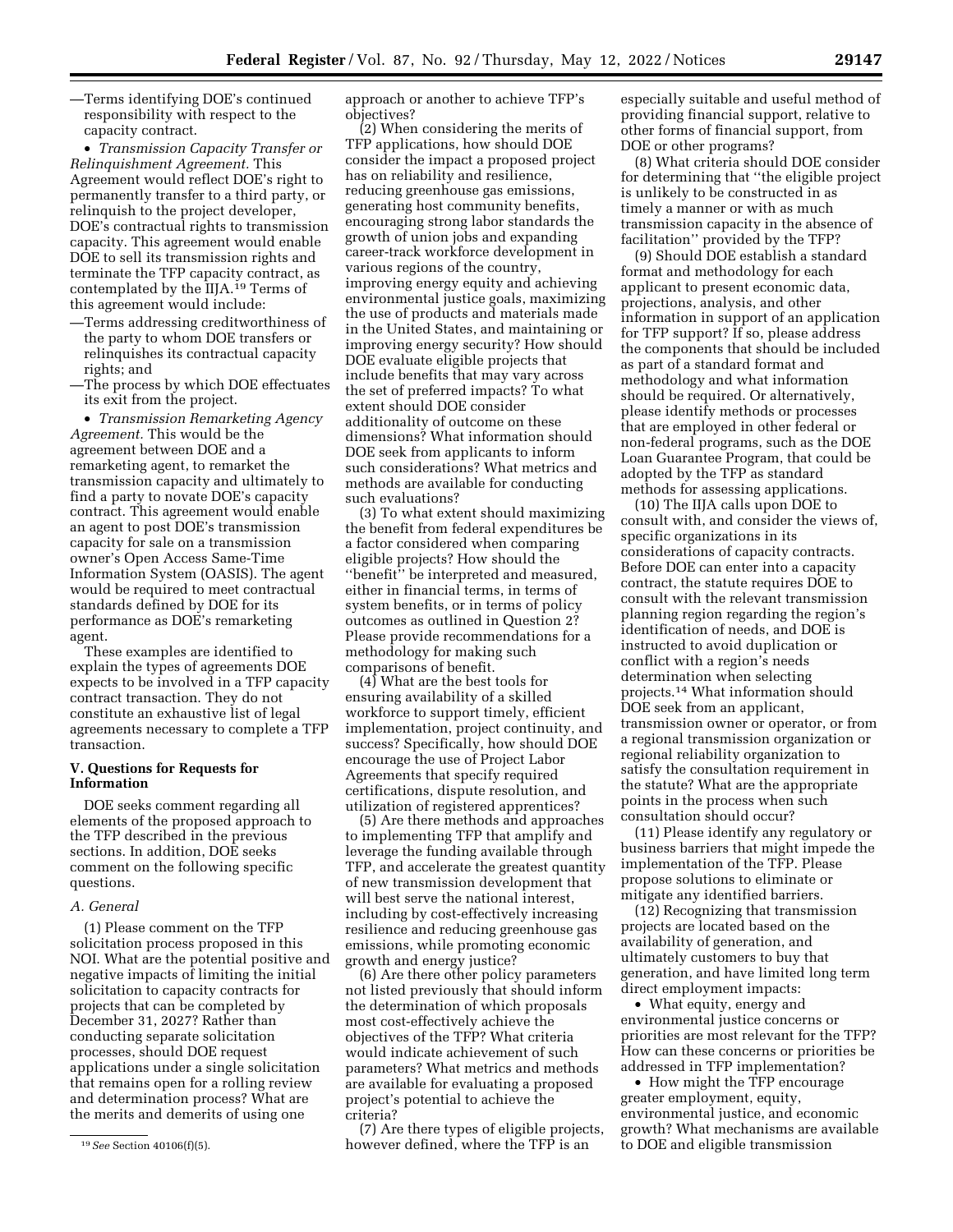—Terms identifying DOE's continued responsibility with respect to the capacity contract.

- *Transmission Capacity Transfer or Relinquishment Agreement.* This Agreement would reflect DOE's right to permanently transfer to a third party, or relinquish to the project developer, DOE's contractual rights to transmission capacity. This agreement would enable DOE to sell its transmission rights and terminate the TFP capacity contract, as contemplated by the IIJA.[19] Terms of this agreement would include:

—Terms addressing creditworthiness of the party to whom DOE transfers or relinquishes its contractual capacity rights; and

—The process by which DOE effectuates its exit from the project.

- *Transmission Remarketing Agency Agreement.* This would be the agreement between DOE and a remarketing agent, to remarket the transmission capacity and ultimately to find a party to novate DOE's capacity contract. This agreement would enable an agent to post DOE's transmission capacity for sale on a transmission owner's Open Access Same-Time Information System (OASIS). The agent would be required to meet contractual standards defined by DOE for its performance as DOE's remarketing agent.

These examples are identified to explain the types of agreements DOE expects to be involved in a TFP capacity contract transaction. They do not constitute an exhaustive list of legal agreements necessary to complete a TFP transaction.

## V. Questions for Requests for Information

DOE seeks comment regarding all elements of the proposed approach to the TFP described in the previous sections. In addition, DOE seeks comment on the following specific questions.

### *A. General*

(1) Please comment on the TFP solicitation process proposed in this NOI. What are the potential positive and negative impacts of limiting the initial solicitation to capacity contracts for projects that can be completed by December 31, 2027? Rather than conducting separate solicitation processes, should DOE request applications under a single solicitation that remains open for a rolling review and determination process? What are the merits and demerits of using one approach or another to achieve TFP's objectives?

(2) When considering the merits of TFP applications, how should DOE consider the impact a proposed project has on reliability and resilience, reducing greenhouse gas emissions, generating host community benefits, encouraging strong labor standards the growth of union jobs and expanding career-track workforce development in various regions of the country, improving energy equity and achieving environmental justice goals, maximizing the use of products and materials made in the United States, and maintaining or improving energy security? How should DOE evaluate eligible projects that include benefits that may vary across the set of preferred impacts? To what extent should DOE consider additionality of outcome on these dimensions? What information should DOE seek from applicants to inform such considerations? What metrics and methods are available for conducting such evaluations?

(3) To what extent should maximizing the benefit from federal expenditures be a factor considered when comparing eligible projects? How should the "benefit" be interpreted and measured, either in financial terms, in terms of system benefits, or in terms of policy outcomes as outlined in Question 2? Please provide recommendations for a methodology for making such comparisons of benefit.

(4) What are the best tools for ensuring availability of a skilled workforce to support timely, efficient implementation, project continuity, and success? Specifically, how should DOE encourage the use of Project Labor Agreements that specify required certifications, dispute resolution, and utilization of registered apprentices?

(5) Are there methods and approaches to implementing TFP that amplify and leverage the funding available through TFP, and accelerate the greatest quantity of new transmission development that will best serve the national interest, including by cost-effectively increasing resilience and reducing greenhouse gas emissions, while promoting economic growth and energy justice?

(6) Are there other policy parameters not listed previously that should inform the determination of which proposals most cost-effectively achieve the objectives of the TFP? What criteria would indicate achievement of such parameters? What metrics and methods are available for evaluating a proposed project's potential to achieve the criteria?

(7) Are there types of eligible projects, however defined, where the TFP is an especially suitable and useful method of providing financial support, relative to other forms of financial support, from DOE or other programs?

(8) What criteria should DOE consider for determining that "the eligible project is unlikely to be constructed in as timely a manner or with as much transmission capacity in the absence of facilitation" provided by the TFP?

(9) Should DOE establish a standard format and methodology for each applicant to present economic data, projections, analysis, and other information in support of an application for TFP support? If so, please address the components that should be included as part of a standard format and methodology and what information should be required. Or alternatively, please identify methods or processes that are employed in other federal or non-federal programs, such as the DOE Loan Guarantee Program, that could be adopted by the TFP as standard methods for assessing applications.

(10) The IIJA calls upon DOE to consult with, and consider the views of, specific organizations in its considerations of capacity contracts. Before DOE can enter into a capacity contract, the statute requires DOE to consult with the relevant transmission planning region regarding the region's identification of needs, and DOE is instructed to avoid duplication or conflict with a region's needs determination when selecting projects.[14] What information should DOE seek from an applicant, transmission owner or operator, or from a regional transmission organization or regional reliability organization to satisfy the consultation requirement in the statute? What are the appropriate points in the process when such consultation should occur?

(11) Please identify any regulatory or business barriers that might impede the implementation of the TFP. Please propose solutions to eliminate or mitigate any identified barriers.

(12) Recognizing that transmission projects are located based on the availability of generation, and ultimately customers to buy that generation, and have limited long term direct employment impacts:

- What equity, energy and environmental justice concerns or priorities are most relevant for the TFP? How can these concerns or priorities be addressed in TFP implementation?
- How might the TFP encourage greater employment, equity, environmental justice, and economic growth? What mechanisms are available to DOE and eligible transmission

[19] *See* Section 40106(f)(5).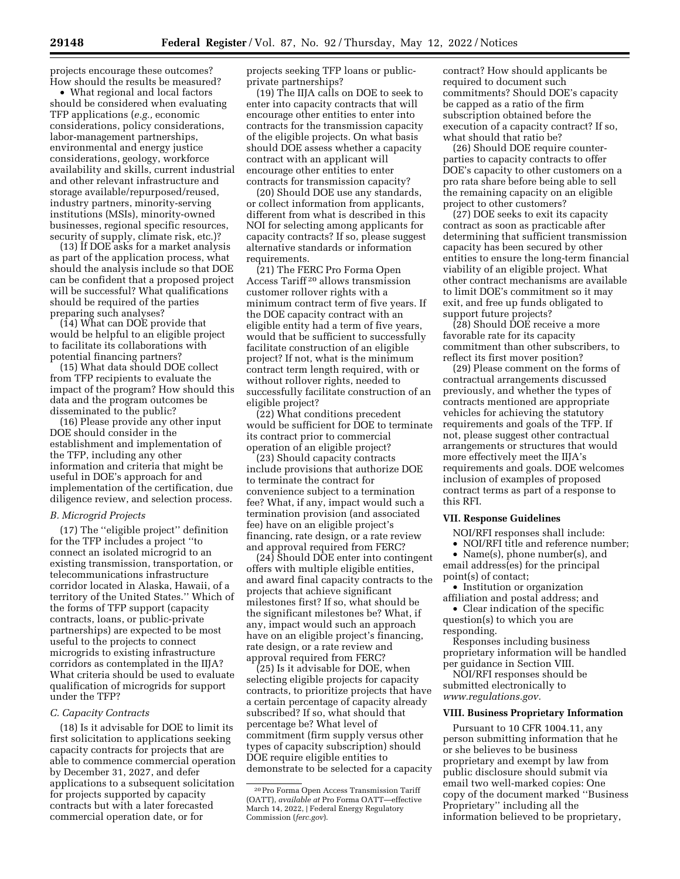projects encourage these outcomes? How should the results be measured?

- What regional and local factors should be considered when evaluating TFP applications (*e.g.,* economic considerations, policy considerations, labor-management partnerships, environmental and energy justice considerations, geology, workforce availability and skills, current industrial and other relevant infrastructure and storage available/repurposed/reused, industry partners, minority-serving institutions (MSIs), minority-owned businesses, regional specific resources, security of supply, climate risk, etc.)?

(13) If DOE asks for a market analysis as part of the application process, what should the analysis include so that DOE can be confident that a proposed project will be successful? What qualifications should be required of the parties preparing such analyses?

(14) What can DOE provide that would be helpful to an eligible project to facilitate its collaborations with potential financing partners?

(15) What data should DOE collect from TFP recipients to evaluate the impact of the program? How should this data and the program outcomes be disseminated to the public?

(16) Please provide any other input DOE should consider in the establishment and implementation of the TFP, including any other information and criteria that might be useful in DOE's approach for and implementation of the certification, due diligence review, and selection process.

### *B. Microgrid Projects*

(17) The "eligible project" definition for the TFP includes a project "to connect an isolated microgrid to an existing transmission, transportation, or telecommunications infrastructure corridor located in Alaska, Hawaii, of a territory of the United States." Which of the forms of TFP support (capacity contracts, loans, or public-private partnerships) are expected to be most useful to the projects to connect microgrids to existing infrastructure corridors as contemplated in the IIJA? What criteria should be used to evaluate qualification of microgrids for support under the TFP?

### *C. Capacity Contracts*

(18) Is it advisable for DOE to limit its first solicitation to applications seeking capacity contracts for projects that are able to commence commercial operation by December 31, 2027, and defer applications to a subsequent solicitation for projects supported by capacity contracts but with a later forecasted commercial operation date, or for projects seeking TFP loans or public-private partnerships?

(19) The IIJA calls on DOE to seek to enter into capacity contracts that will encourage other entities to enter into contracts for the transmission capacity of the eligible projects. On what basis should DOE assess whether a capacity contract with an applicant will encourage other entities to enter contracts for transmission capacity?

(20) Should DOE use any standards, or collect information from applicants, different from what is described in this NOI for selecting among applicants for capacity contracts? If so, please suggest alternative standards or information requirements.

(21) The FERC Pro Forma Open Access Tariff[20] allows transmission customer rollover rights with a minimum contract term of five years. If the DOE capacity contract with an eligible entity had a term of five years, would that be sufficient to successfully facilitate construction of an eligible project? If not, what is the minimum contract term length required, with or without rollover rights, needed to successfully facilitate construction of an eligible project?

(22) What conditions precedent would be sufficient for DOE to terminate its contract prior to commercial operation of an eligible project?

(23) Should capacity contracts include provisions that authorize DOE to terminate the contract for convenience subject to a termination fee? What, if any, impact would such a termination provision (and associated fee) have on an eligible project's financing, rate design, or a rate review and approval required from FERC?

(24) Should DOE enter into contingent offers with multiple eligible entities, and award final capacity contracts to the projects that achieve significant milestones first? If so, what should be the significant milestones be? What, if any, impact would such an approach have on an eligible project's financing, rate design, or a rate review and approval required from FERC?

(25) Is it advisable for DOE, when selecting eligible projects for capacity contracts, to prioritize projects that have a certain percentage of capacity already subscribed? If so, what should that percentage be? What level of commitment (firm supply versus other types of capacity subscription) should DOE require eligible entities to demonstrate to be selected for a capacity contract? How should applicants be required to document such commitments? Should DOE's capacity be capped as a ratio of the firm subscription obtained before the execution of a capacity contract? If so, what should that ratio be?

(26) Should DOE require counter-parties to capacity contracts to offer DOE's capacity to other customers on a pro rata share before being able to sell the remaining capacity on an eligible project to other customers?

(27) DOE seeks to exit its capacity contract as soon as practicable after determining that sufficient transmission capacity has been secured by other entities to ensure the long-term financial viability of an eligible project. What other contract mechanisms are available to limit DOE's commitment so it may exit, and free up funds obligated to support future projects?

(28) Should DOE receive a more favorable rate for its capacity commitment than other subscribers, to reflect its first mover position?

(29) Please comment on the forms of contractual arrangements discussed previously, and whether the types of contracts mentioned are appropriate vehicles for achieving the statutory requirements and goals of the TFP. If not, please suggest other contractual arrangements or structures that would more effectively meet the IIJA's requirements and goals. DOE welcomes inclusion of examples of proposed contract terms as part of a response to this RFI.

## VII. Response Guidelines

NOI/RFI responses shall include:

- NOI/RFI title and reference number;
- Name(s), phone number(s), and email address(es) for the principal point(s) of contact;
- Institution or organization affiliation and postal address; and
- Clear indication of the specific question(s) to which you are responding.

Responses including business proprietary information will be handled per guidance in Section VIII.

NOI/RFI responses should be submitted electronically to *www.regulations.gov.*

## VIII. Business Proprietary Information

Pursuant to 10 CFR 1004.11, any person submitting information that he or she believes to be business proprietary and exempt by law from public disclosure should submit via email two well-marked copies: One copy of the document marked "Business Proprietary" including all the information believed to be proprietary,

[20] Pro Forma Open Access Transmission Tariff (OATT), *available at* Pro Forma OATT—effective March 14, 2022, | Federal Energy Regulatory Commission (*ferc.gov*).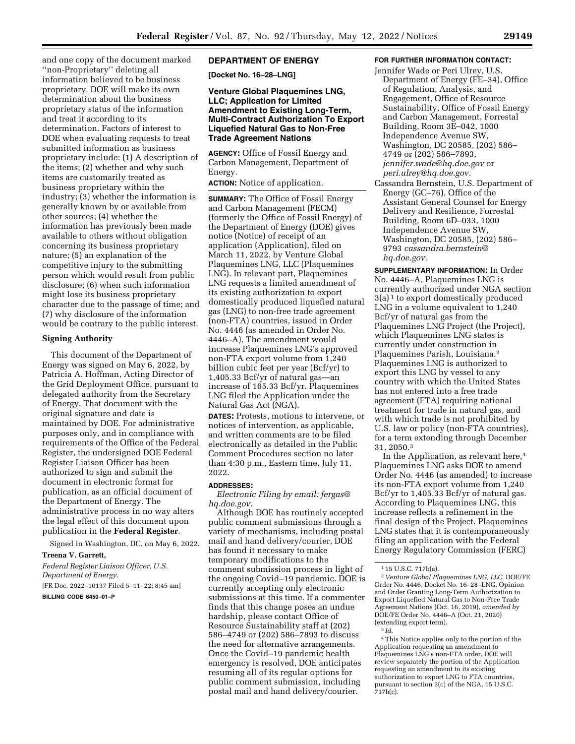and one copy of the document marked "non-Proprietary" deleting all information believed to be business proprietary. DOE will make its own determination about the business proprietary status of the information and treat it according to its determination. Factors of interest to DOE when evaluating requests to treat submitted information as business proprietary include: (1) A description of the items; (2) whether and why such items are customarily treated as business proprietary within the industry; (3) whether the information is generally known by or available from other sources; (4) whether the information has previously been made available to others without obligation concerning its business proprietary nature; (5) an explanation of the competitive injury to the submitting person which would result from public disclosure; (6) when such information might lose its business proprietary character due to the passage of time; and (7) why disclosure of the information would be contrary to the public interest.

### Signing Authority

This document of the Department of Energy was signed on May 6, 2022, by Patricia A. Hoffman, Acting Director of the Grid Deployment Office, pursuant to delegated authority from the Secretary of Energy. That document with the original signature and date is maintained by DOE. For administrative purposes only, and in compliance with requirements of the Office of the Federal Register, the undersigned DOE Federal Register Liaison Officer has been authorized to sign and submit the document in electronic format for publication, as an official document of the Department of Energy. The administrative process in no way alters the legal effect of this document upon publication in the **Federal Register**.

Signed in Washington, DC, on May 6, 2022.

**Treena V. Garrett,**

*Federal Register Liaison Officer, U.S. Department of Energy.*

[FR Doc. 2022–10137 Filed 5–11–22; 8:45 am]

**BILLING CODE 6450–01–P**

## DEPARTMENT OF ENERGY

**[Docket No. 16–28–LNG]**

## Venture Global Plaquemines LNG, LLC; Application for Limited Amendment to Existing Long-Term, Multi-Contract Authorization To Export Liquefied Natural Gas to Non-Free Trade Agreement Nations

**AGENCY:** Office of Fossil Energy and Carbon Management, Department of Energy.

**ACTION:** Notice of application.

**SUMMARY:** The Office of Fossil Energy and Carbon Management (FECM) (formerly the Office of Fossil Energy) of the Department of Energy (DOE) gives notice (Notice) of receipt of an application (Application), filed on March 11, 2022, by Venture Global Plaquemines LNG, LLC (Plaquemines LNG). In relevant part, Plaquemines LNG requests a limited amendment of its existing authorization to export domestically produced liquefied natural gas (LNG) to non-free trade agreement (non-FTA) countries, issued in Order No. 4446 (as amended in Order No. 4446–A). The amendment would increase Plaquemines LNG's approved non-FTA export volume from 1,240 billion cubic feet per year (Bcf/yr) to 1,405.33 Bcf/yr of natural gas—an increase of 165.33 Bcf/yr. Plaquemines LNG filed the Application under the Natural Gas Act (NGA).

**DATES:** Protests, motions to intervene, or notices of intervention, as applicable, and written comments are to be filed electronically as detailed in the Public Comment Procedures section no later than 4:30 p.m., Eastern time, July 11, 2022.

**ADDRESSES:**

*Electronic Filing by email: fergas@hq.doe.gov.*

Although DOE has routinely accepted public comment submissions through a variety of mechanisms, including postal mail and hand delivery/courier, DOE has found it necessary to make temporary modifications to the comment submission process in light of the ongoing Covid–19 pandemic. DOE is currently accepting only electronic submissions at this time. If a commenter finds that this change poses an undue hardship, please contact Office of Resource Sustainability staff at (202) 586–4749 or (202) 586–7893 to discuss the need for alternative arrangements. Once the Covid–19 pandemic health emergency is resolved, DOE anticipates resuming all of its regular options for public comment submission, including postal mail and hand delivery/courier.

**FOR FURTHER INFORMATION CONTACT:**

Jennifer Wade or Peri Ulrey, U.S. Department of Energy (FE–34), Office of Regulation, Analysis, and Engagement, Office of Resource Sustainability, Office of Fossil Energy and Carbon Management, Forrestal Building, Room 3E–042, 1000 Independence Avenue SW, Washington, DC 20585, (202) 586–4749 or (202) 586–7893, *jennifer.wade@hq.doe.gov* or *peri.ulrey@hq.doe.gov.*

Cassandra Bernstein, U.S. Department of Energy (GC–76), Office of the Assistant General Counsel for Energy Delivery and Resilience, Forrestal Building, Room 6D–033, 1000 Independence Avenue SW, Washington, DC 20585, (202) 586–9793 *cassandra.bernstein@hq.doe.gov.*

**SUPPLEMENTARY INFORMATION:** In Order No. 4446–A, Plaquemines LNG is currently authorized under NGA section 3(a) [1] to export domestically produced LNG in a volume equivalent to 1,240 Bcf/yr of natural gas from the Plaquemines LNG Project (the Project), which Plaquemines LNG states is currently under construction in Plaquemines Parish, Louisiana.[2] Plaquemines LNG is authorized to export this LNG by vessel to any country with which the United States has not entered into a free trade agreement (FTA) requiring national treatment for trade in natural gas, and with which trade is not prohibited by U.S. law or policy (non-FTA countries), for a term extending through December 31, 2050.[3]

In the Application, as relevant here,[4] Plaquemines LNG asks DOE to amend Order No. 4446 (as amended) to increase its non-FTA export volume from 1,240 Bcf/yr to 1,405.33 Bcf/yr of natural gas. According to Plaquemines LNG, this increase reflects a refinement in the final design of the Project. Plaquemines LNG states that it is contemporaneously filing an application with the Federal Energy Regulatory Commission (FERC)

[1] 15 U.S.C. 717b(a).

[2] *Venture Global Plaquemines LNG, LLC,* DOE/FE Order No. 4446, Docket No. 16–28–LNG, Opinion and Order Granting Long-Term Authorization to Export Liquefied Natural Gas to Non-Free Trade Agreement Nations (Oct. 16, 2019), *amended by* DOE/FE Order No. 4446–A (Oct. 21, 2020) (extending export term).

[3] *Id.*

[4] This Notice applies only to the portion of the Application requesting an amendment to Plaquemines LNG's non-FTA order. DOE will review separately the portion of the Application requesting an amendment to its existing authorization to export LNG to FTA countries, pursuant to section 3(c) of the NGA, 15 U.S.C. 717b(c).